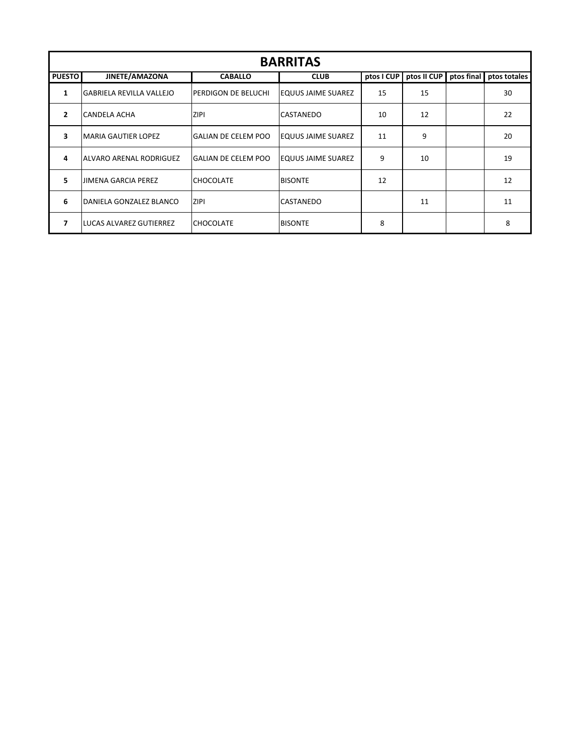# BARRITAS

| PUESTO | JINETE/AMAZONA | CABALLO | CLUB | ptos I CUP | ptos II CUP | ptos final | ptos totales |
|---|---|---|---|---|---|---|---|
| 1 | GABRIELA REVILLA VALLEJO | PERDIGON DE BELUCHI | EQUUS JAIME SUAREZ | 15 | 15 | | 30 |
| 2 | CANDELA ACHA | ZIPI | CASTANEDO | 10 | 12 | | 22 |
| 3 | MARIA GAUTIER LOPEZ | GALIAN DE CELEM POO | EQUUS JAIME SUAREZ | 11 | 9 | | 20 |
| 4 | ALVARO ARENAL RODRIGUEZ | GALIAN DE CELEM POO | EQUUS JAIME SUAREZ | 9 | 10 | | 19 |
| 5 | JIMENA GARCIA PEREZ | CHOCOLATE | BISONTE | 12 | | | 12 |
| 6 | DANIELA GONZALEZ BLANCO | ZIPI | CASTANEDO | | 11 | | 11 |
| 7 | LUCAS ALVAREZ GUTIERREZ | CHOCOLATE | BISONTE | 8 | | | 8 |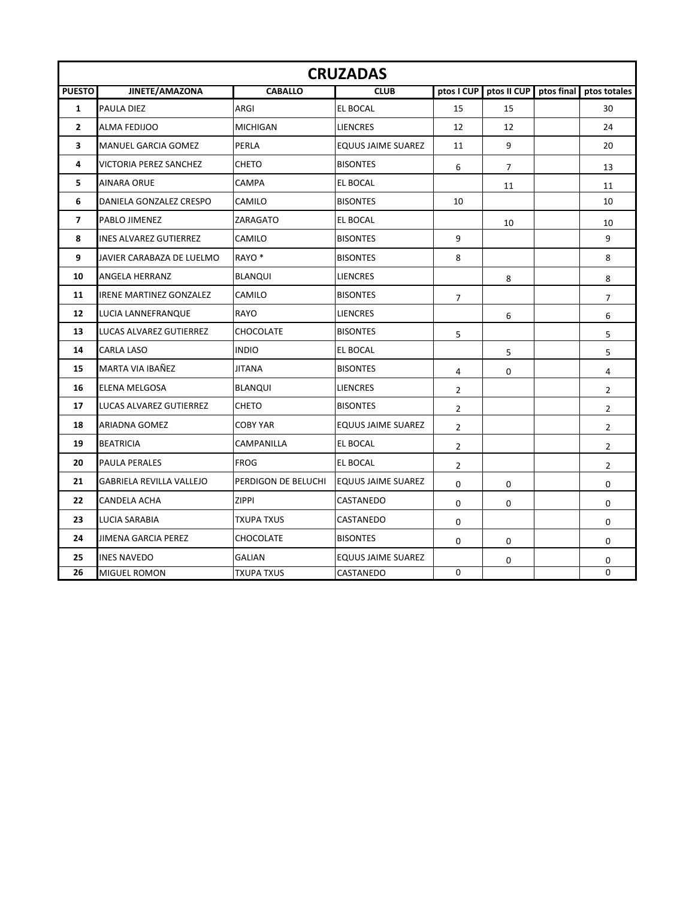| CRUZADAS | | | | | | | |
|---|---|---|---|---|---|---|---|
| **PUESTO** | **JINETE/AMAZONA** | **CABALLO** | **CLUB** | **ptos I CUP** | **ptos II CUP** | **ptos final** | **ptos totales** |
| **1** | PAULA DIEZ | ARGI | EL BOCAL | 15 | 15 | | 30 |
| **2** | ALMA FEDIJOO | MICHIGAN | LIENCRES | 12 | 12 | | 24 |
| **3** | MANUEL GARCIA GOMEZ | PERLA | EQUUS JAIME SUAREZ | 11 | 9 | | 20 |
| **4** | VICTORIA PEREZ SANCHEZ | CHETO | BISONTES | 6 | 7 | | 13 |
| **5** | AINARA ORUE | CAMPA | EL BOCAL | | 11 | | 11 |
| **6** | DANIELA GONZALEZ CRESPO | CAMILO | BISONTES | 10 | | | 10 |
| **7** | PABLO JIMENEZ | ZARAGATO | EL BOCAL | | 10 | | 10 |
| **8** | INES ALVAREZ GUTIERREZ | CAMILO | BISONTES | 9 | | | 9 |
| **9** | JAVIER CARABAZA DE LUELMO | RAYO * | BISONTES | 8 | | | 8 |
| **10** | ANGELA HERRANZ | BLANQUI | LIENCRES | | 8 | | 8 |
| **11** | IRENE MARTINEZ GONZALEZ | CAMILO | BISONTES | 7 | | | 7 |
| **12** | LUCIA LANNEFRANQUE | RAYO | LIENCRES | | 6 | | 6 |
| **13** | LUCAS ALVAREZ GUTIERREZ | CHOCOLATE | BISONTES | 5 | | | 5 |
| **14** | CARLA LASO | INDIO | EL BOCAL | | 5 | | 5 |
| **15** | MARTA VIA IBAÑEZ | JITANA | BISONTES | 4 | 0 | | 4 |
| **16** | ELENA MELGOSA | BLANQUI | LIENCRES | 2 | | | 2 |
| **17** | LUCAS ALVAREZ GUTIERREZ | CHETO | BISONTES | 2 | | | 2 |
| **18** | ARIADNA GOMEZ | COBY YAR | EQUUS JAIME SUAREZ | 2 | | | 2 |
| **19** | BEATRICIA | CAMPANILLA | EL BOCAL | 2 | | | 2 |
| **20** | PAULA PERALES | FROG | EL BOCAL | 2 | | | 2 |
| **21** | GABRIELA REVILLA VALLEJO | PERDIGON DE BELUCHI | EQUUS JAIME SUAREZ | 0 | 0 | | 0 |
| **22** | CANDELA ACHA | ZIPPI | CASTANEDO | 0 | 0 | | 0 |
| **23** | LUCIA SARABIA | TXUPA TXUS | CASTANEDO | 0 | | | 0 |
| **24** | JIMENA GARCIA PEREZ | CHOCOLATE | BISONTES | 0 | 0 | | 0 |
| **25** | INES NAVEDO | GALIAN | EQUUS JAIME SUAREZ | | 0 | | 0 |
| **26** | MIGUEL ROMON | TXUPA TXUS | CASTANEDO | 0 | | | 0 |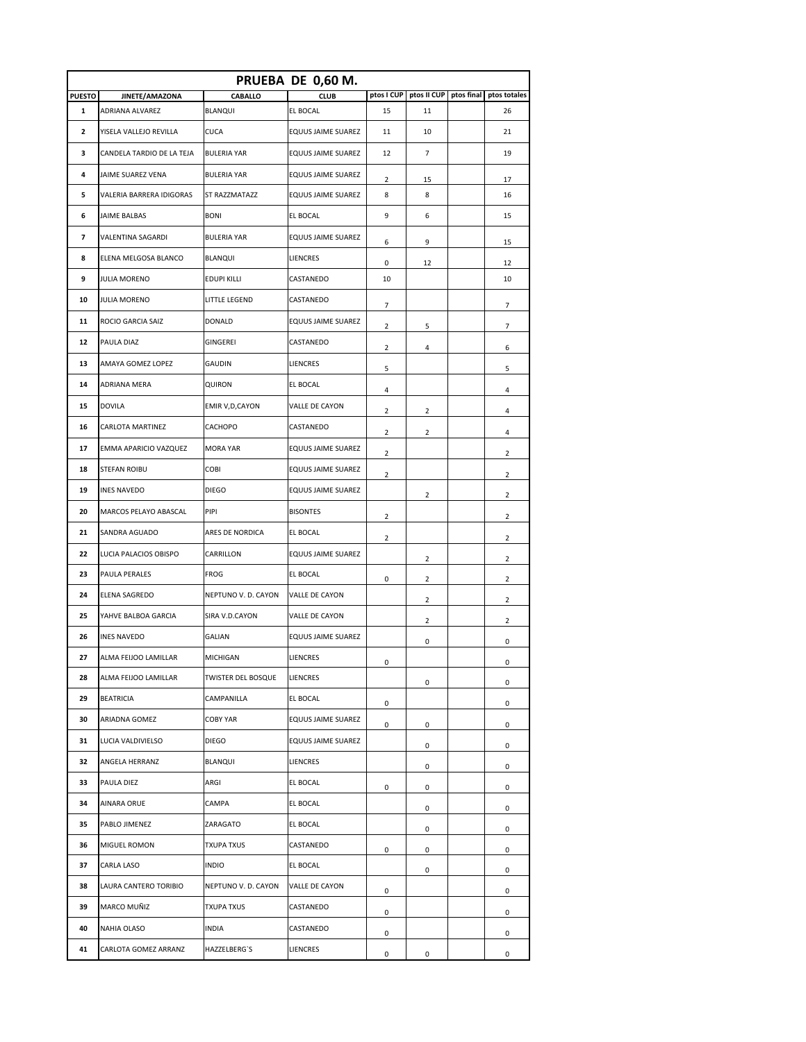| PRUEBA DE 0,60 M. | | | | | | | |
|---|---|---|---|---|---|---|---|
| PUESTO | JINETE/AMAZONA | CABALLO | CLUB | ptos I CUP | ptos II CUP | ptos final | ptos totales |
| 1 | ADRIANA ALVAREZ | BLANQUI | EL BOCAL | 15 | 11 | | 26 |
| 2 | YISELA VALLEJO REVILLA | CUCA | EQUUS JAIME SUAREZ | 11 | 10 | | 21 |
| 3 | CANDELA TARDIO DE LA TEJA | BULERIA YAR | EQUUS JAIME SUAREZ | 12 | 7 | | 19 |
| 4 | JAIME SUAREZ VENA | BULERIA YAR | EQUUS JAIME SUAREZ | 2 | 15 | | 17 |
| 5 | VALERIA BARRERA IDIGORAS | ST RAZZMATAZZ | EQUUS JAIME SUAREZ | 8 | 8 | | 16 |
| 6 | JAIME BALBAS | BONI | EL BOCAL | 9 | 6 | | 15 |
| 7 | VALENTINA SAGARDI | BULERIA YAR | EQUUS JAIME SUAREZ | 6 | 9 | | 15 |
| 8 | ELENA MELGOSA BLANCO | BLANQUI | LIENCRES | 0 | 12 | | 12 |
| 9 | JULIA MORENO | EDUPI KILLI | CASTANEDO | 10 | | | 10 |
| 10 | JULIA MORENO | LITTLE LEGEND | CASTANEDO | 7 | | | 7 |
| 11 | ROCIO GARCIA SAIZ | DONALD | EQUUS JAIME SUAREZ | 2 | 5 | | 7 |
| 12 | PAULA DIAZ | GINGEREI | CASTANEDO | 2 | 4 | | 6 |
| 13 | AMAYA GOMEZ LOPEZ | GAUDIN | LIENCRES | 5 | | | 5 |
| 14 | ADRIANA MERA | QUIRON | EL BOCAL | 4 | | | 4 |
| 15 | DOVILA | EMIR V,D,CAYON | VALLE DE CAYON | 2 | 2 | | 4 |
| 16 | CARLOTA MARTINEZ | CACHOPO | CASTANEDO | 2 | 2 | | 4 |
| 17 | EMMA APARICIO VAZQUEZ | MORA YAR | EQUUS JAIME SUAREZ | 2 | | | 2 |
| 18 | STEFAN ROIBU | COBI | EQUUS JAIME SUAREZ | 2 | | | 2 |
| 19 | INES NAVEDO | DIEGO | EQUUS JAIME SUAREZ | | 2 | | 2 |
| 20 | MARCOS PELAYO ABASCAL | PIPI | BISONTES | 2 | | | 2 |
| 21 | SANDRA AGUADO | ARES DE NORDICA | EL BOCAL | 2 | | | 2 |
| 22 | LUCIA PALACIOS OBISPO | CARRILLON | EQUUS JAIME SUAREZ | | 2 | | 2 |
| 23 | PAULA PERALES | FROG | EL BOCAL | 0 | 2 | | 2 |
| 24 | ELENA SAGREDO | NEPTUNO V. D. CAYON | VALLE DE CAYON | | 2 | | 2 |
| 25 | YAHVE BALBOA GARCIA | SIRA V.D.CAYON | VALLE DE CAYON | | 2 | | 2 |
| 26 | INES NAVEDO | GALIAN | EQUUS JAIME SUAREZ | | 0 | | 0 |
| 27 | ALMA FEIJOO LAMILLAR | MICHIGAN | LIENCRES | 0 | | | 0 |
| 28 | ALMA FEIJOO LAMILLAR | TWISTER DEL BOSQUE | LIENCRES | | 0 | | 0 |
| 29 | BEATRICIA | CAMPANILLA | EL BOCAL | 0 | | | 0 |
| 30 | ARIADNA GOMEZ | COBY YAR | EQUUS JAIME SUAREZ | 0 | 0 | | 0 |
| 31 | LUCIA VALDIVIELSO | DIEGO | EQUUS JAIME SUAREZ | | 0 | | 0 |
| 32 | ANGELA HERRANZ | BLANQUI | LIENCRES | | 0 | | 0 |
| 33 | PAULA DIEZ | ARGI | EL BOCAL | 0 | 0 | | 0 |
| 34 | AINARA ORUE | CAMPA | EL BOCAL | | 0 | | 0 |
| 35 | PABLO JIMENEZ | ZARAGATO | EL BOCAL | | 0 | | 0 |
| 36 | MIGUEL ROMON | TXUPA TXUS | CASTANEDO | 0 | 0 | | 0 |
| 37 | CARLA LASO | INDIO | EL BOCAL | | 0 | | 0 |
| 38 | LAURA CANTERO TORIBIO | NEPTUNO V. D. CAYON | VALLE DE CAYON | 0 | | | 0 |
| 39 | MARCO MUÑIZ | TXUPA TXUS | CASTANEDO | 0 | | | 0 |
| 40 | NAHIA OLASO | INDIA | CASTANEDO | 0 | | | 0 |
| 41 | CARLOTA GOMEZ ARRANZ | HAZZELBERG`S | LIENCRES | 0 | 0 | | 0 |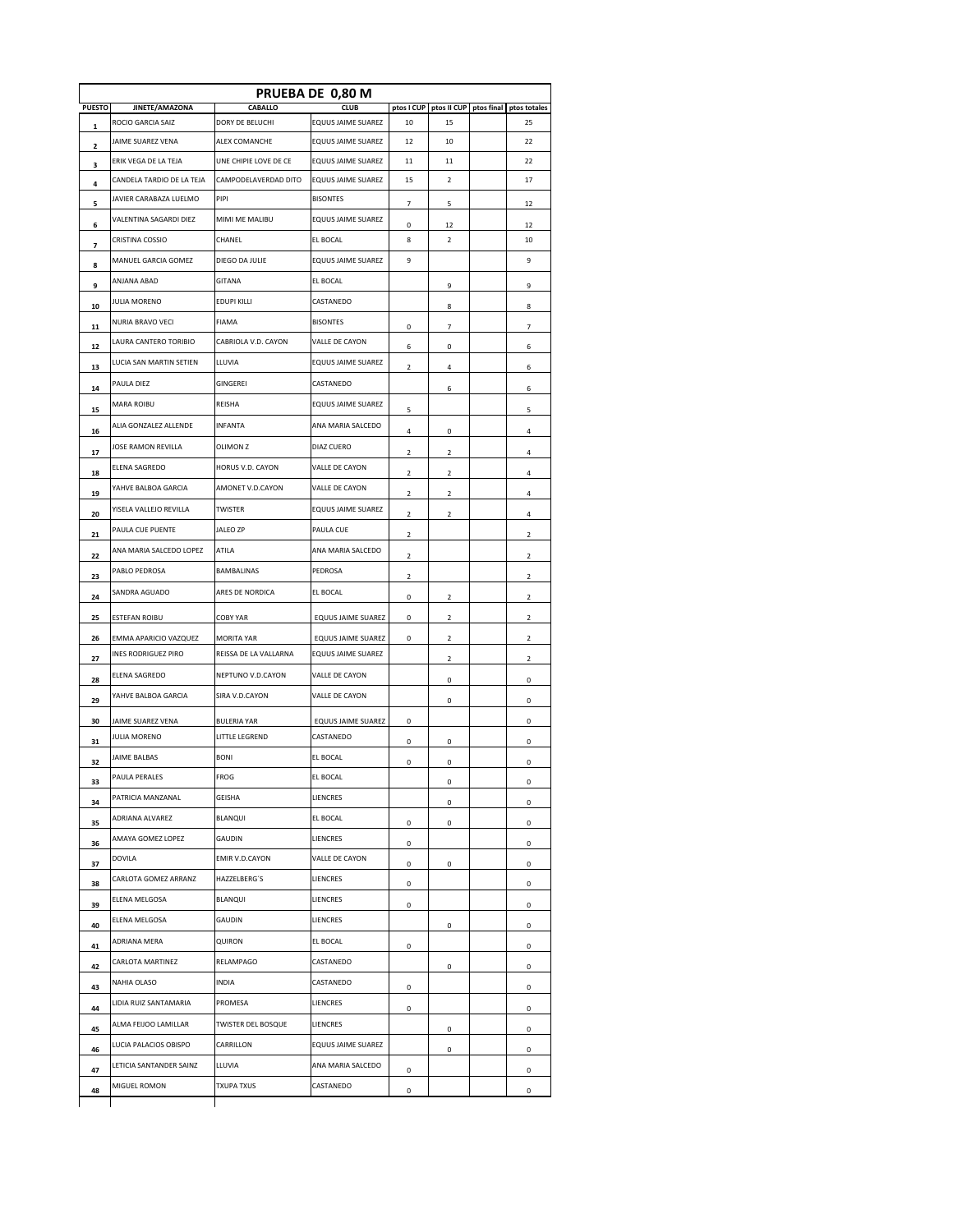# PRUEBA DE 0,80 M

| PUESTO | JINETE/AMAZONA | CABALLO | CLUB | ptos I CUP | ptos II CUP | ptos final | ptos totales |
|---|---|---|---|---|---|---|---|
| 1 | ROCIO GARCIA SAIZ | DORY DE BELUCHI | EQUUS JAIME SUAREZ | 10 | 15 | | 25 |
| 2 | JAIME SUAREZ VENA | ALEX COMANCHE | EQUUS JAIME SUAREZ | 12 | 10 | | 22 |
| 3 | ERIK VEGA DE LA TEJA | UNE CHIPIE LOVE DE CE | EQUUS JAIME SUAREZ | 11 | 11 | | 22 |
| 4 | CANDELA TARDIO DE LA TEJA | CAMPODELAVERDAD DITO | EQUUS JAIME SUAREZ | 15 | 2 | | 17 |
| 5 | JAVIER CARABAZA LUELMO | PIPI | BISONTES | 7 | 5 | | 12 |
| 6 | VALENTINA SAGARDI DIEZ | MIMI ME MALIBU | EQUUS JAIME SUAREZ | 0 | 12 | | 12 |
| 7 | CRISTINA COSSIO | CHANEL | EL BOCAL | 8 | 2 | | 10 |
| 8 | MANUEL GARCIA GOMEZ | DIEGO DA JULIE | EQUUS JAIME SUAREZ | 9 | | | 9 |
| 9 | ANJANA ABAD | GITANA | EL BOCAL | | 9 | | 9 |
| 10 | JULIA MORENO | EDUPI KILLI | CASTANEDO | | 8 | | 8 |
| 11 | NURIA BRAVO VECI | FIAMA | BISONTES | 0 | 7 | | 7 |
| 12 | LAURA CANTERO TORIBIO | CABRIOLA V.D. CAYON | VALLE DE CAYON | 6 | 0 | | 6 |
| 13 | LUCIA SAN MARTIN SETIEN | LLUVIA | EQUUS JAIME SUAREZ | 2 | 4 | | 6 |
| 14 | PAULA DIEZ | GINGEREI | CASTANEDO | | 6 | | 6 |
| 15 | MARA ROIBU | REISHA | EQUUS JAIME SUAREZ | 5 | | | 5 |
| 16 | ALIA GONZALEZ ALLENDE | INFANTA | ANA MARIA SALCEDO | 4 | 0 | | 4 |
| 17 | JOSE RAMON REVILLA | OLIMON Z | DIAZ CUERO | 2 | 2 | | 4 |
| 18 | ELENA SAGREDO | HORUS V.D. CAYON | VALLE DE CAYON | 2 | 2 | | 4 |
| 19 | YAHVE BALBOA GARCIA | AMONET V.D.CAYON | VALLE DE CAYON | 2 | 2 | | 4 |
| 20 | YISELA VALLEJO REVILLA | TWISTER | EQUUS JAIME SUAREZ | 2 | 2 | | 4 |
| 21 | PAULA CUE PUENTE | JALEO ZP | PAULA CUE | 2 | | | 2 |
| 22 | ANA MARIA SALCEDO LOPEZ | ATILA | ANA MARIA SALCEDO | 2 | | | 2 |
| 23 | PABLO PEDROSA | BAMBALINAS | PEDROSA | 2 | | | 2 |
| 24 | SANDRA AGUADO | ARES DE NORDICA | EL BOCAL | 0 | 2 | | 2 |
| 25 | ESTEFAN ROIBU | COBY YAR | EQUUS JAIME SUAREZ | 0 | 2 | | 2 |
| 26 | EMMA APARICIO VAZQUEZ | MORITA YAR | EQUUS JAIME SUAREZ | 0 | 2 | | 2 |
| 27 | INES RODRIGUEZ PIRO | REISSA DE LA VALLARNA | EQUUS JAIME SUAREZ | | 2 | | 2 |
| 28 | ELENA SAGREDO | NEPTUNO V.D.CAYON | VALLE DE CAYON | | 0 | | 0 |
| 29 | YAHVE BALBOA GARCIA | SIRA V.D.CAYON | VALLE DE CAYON | | 0 | | 0 |
| 30 | JAIME SUAREZ VENA | BULERIA YAR | EQUUS JAIME SUAREZ | 0 | | | 0 |
| 31 | JULIA MORENO | LITTLE LEGREND | CASTANEDO | 0 | 0 | | 0 |
| 32 | JAIME BALBAS | BONI | EL BOCAL | 0 | 0 | | 0 |
| 33 | PAULA PERALES | FROG | EL BOCAL | | 0 | | 0 |
| 34 | PATRICIA MANZANAL | GEISHA | LIENCRES | | 0 | | 0 |
| 35 | ADRIANA ALVAREZ | BLANQUI | EL BOCAL | 0 | 0 | | 0 |
| 36 | AMAYA GOMEZ LOPEZ | GAUDIN | LIENCRES | 0 | | | 0 |
| 37 | DOVILA | EMIR V.D.CAYON | VALLE DE CAYON | 0 | 0 | | 0 |
| 38 | CARLOTA GOMEZ ARRANZ | HAZZELBERG´S | LIENCRES | 0 | | | 0 |
| 39 | ELENA MELGOSA | BLANQUI | LIENCRES | 0 | | | 0 |
| 40 | ELENA MELGOSA | GAUDIN | LIENCRES | | 0 | | 0 |
| 41 | ADRIANA MERA | QUIRON | EL BOCAL | 0 | | | 0 |
| 42 | CARLOTA MARTINEZ | RELAMPAGO | CASTANEDO | | 0 | | 0 |
| 43 | NAHIA OLASO | INDIA | CASTANEDO | 0 | | | 0 |
| 44 | LIDIA RUIZ SANTAMARIA | PROMESA | LIENCRES | 0 | | | 0 |
| 45 | ALMA FEIJOO LAMILLAR | TWISTER DEL BOSQUE | LIENCRES | | 0 | | 0 |
| 46 | LUCIA PALACIOS OBISPO | CARRILLON | EQUUS JAIME SUAREZ | | 0 | | 0 |
| 47 | LETICIA SANTANDER SAINZ | LLUVIA | ANA MARIA SALCEDO | 0 | | | 0 |
| 48 | MIGUEL ROMON | TXUPA TXUS | CASTANEDO | 0 | | | 0 |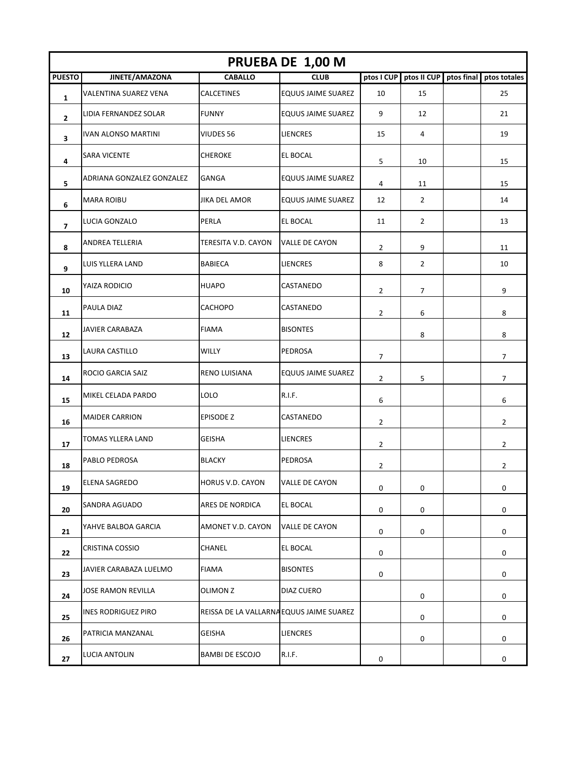| PRUEBA DE 1,00 M | | | | | | | |
|---|---|---|---|---|---|---|---|
| **PUESTO** | **JINETE/AMAZONA** | **CABALLO** | **CLUB** | **ptos I CUP** | **ptos II CUP** | **ptos final** | **ptos totales** |
| **1** | VALENTINA SUAREZ VENA | CALCETINES | EQUUS JAIME SUAREZ | 10 | 15 | | 25 |
| **2** | LIDIA FERNANDEZ SOLAR | FUNNY | EQUUS JAIME SUAREZ | 9 | 12 | | 21 |
| **3** | IVAN ALONSO MARTINI | VIUDES 56 | LIENCRES | 15 | 4 | | 19 |
| **4** | SARA VICENTE | CHEROKE | EL BOCAL | 5 | 10 | | 15 |
| **5** | ADRIANA GONZALEZ GONZALEZ | GANGA | EQUUS JAIME SUAREZ | 4 | 11 | | 15 |
| **6** | MARA ROIBU | JIKA DEL AMOR | EQUUS JAIME SUAREZ | 12 | 2 | | 14 |
| **7** | LUCIA GONZALO | PERLA | EL BOCAL | 11 | 2 | | 13 |
| **8** | ANDREA TELLERIA | TERESITA V.D. CAYON | VALLE DE CAYON | 2 | 9 | | 11 |
| **9** | LUIS YLLERA LAND | BABIECA | LIENCRES | 8 | 2 | | 10 |
| **10** | YAIZA RODICIO | HUAPO | CASTANEDO | 2 | 7 | | 9 |
| **11** | PAULA DIAZ | CACHOPO | CASTANEDO | 2 | 6 | | 8 |
| **12** | JAVIER CARABAZA | FIAMA | BISONTES | | 8 | | 8 |
| **13** | LAURA CASTILLO | WILLY | PEDROSA | 7 | | | 7 |
| **14** | ROCIO GARCIA SAIZ | RENO LUISIANA | EQUUS JAIME SUAREZ | 2 | 5 | | 7 |
| **15** | MIKEL CELADA PARDO | LOLO | R.I.F. | 6 | | | 6 |
| **16** | MAIDER CARRION | EPISODE Z | CASTANEDO | 2 | | | 2 |
| **17** | TOMAS YLLERA LAND | GEISHA | LIENCRES | 2 | | | 2 |
| **18** | PABLO PEDROSA | BLACKY | PEDROSA | 2 | | | 2 |
| **19** | ELENA SAGREDO | HORUS V.D. CAYON | VALLE DE CAYON | 0 | 0 | | 0 |
| **20** | SANDRA AGUADO | ARES DE NORDICA | EL BOCAL | 0 | 0 | | 0 |
| **21** | YAHVE BALBOA GARCIA | AMONET V.D. CAYON | VALLE DE CAYON | 0 | 0 | | 0 |
| **22** | CRISTINA COSSIO | CHANEL | EL BOCAL | 0 | | | 0 |
| **23** | JAVIER CARABAZA LUELMO | FIAMA | BISONTES | 0 | | | 0 |
| **24** | JOSE RAMON REVILLA | OLIMON Z | DIAZ CUERO | | 0 | | 0 |
| **25** | INES RODRIGUEZ PIRO | REISSA DE LA VALLARNA | EQUUS JAIME SUAREZ | | 0 | | 0 |
| **26** | PATRICIA MANZANAL | GEISHA | LIENCRES | | 0 | | 0 |
| **27** | LUCIA ANTOLIN | BAMBI DE ESCOJO | R.I.F. | 0 | | | 0 |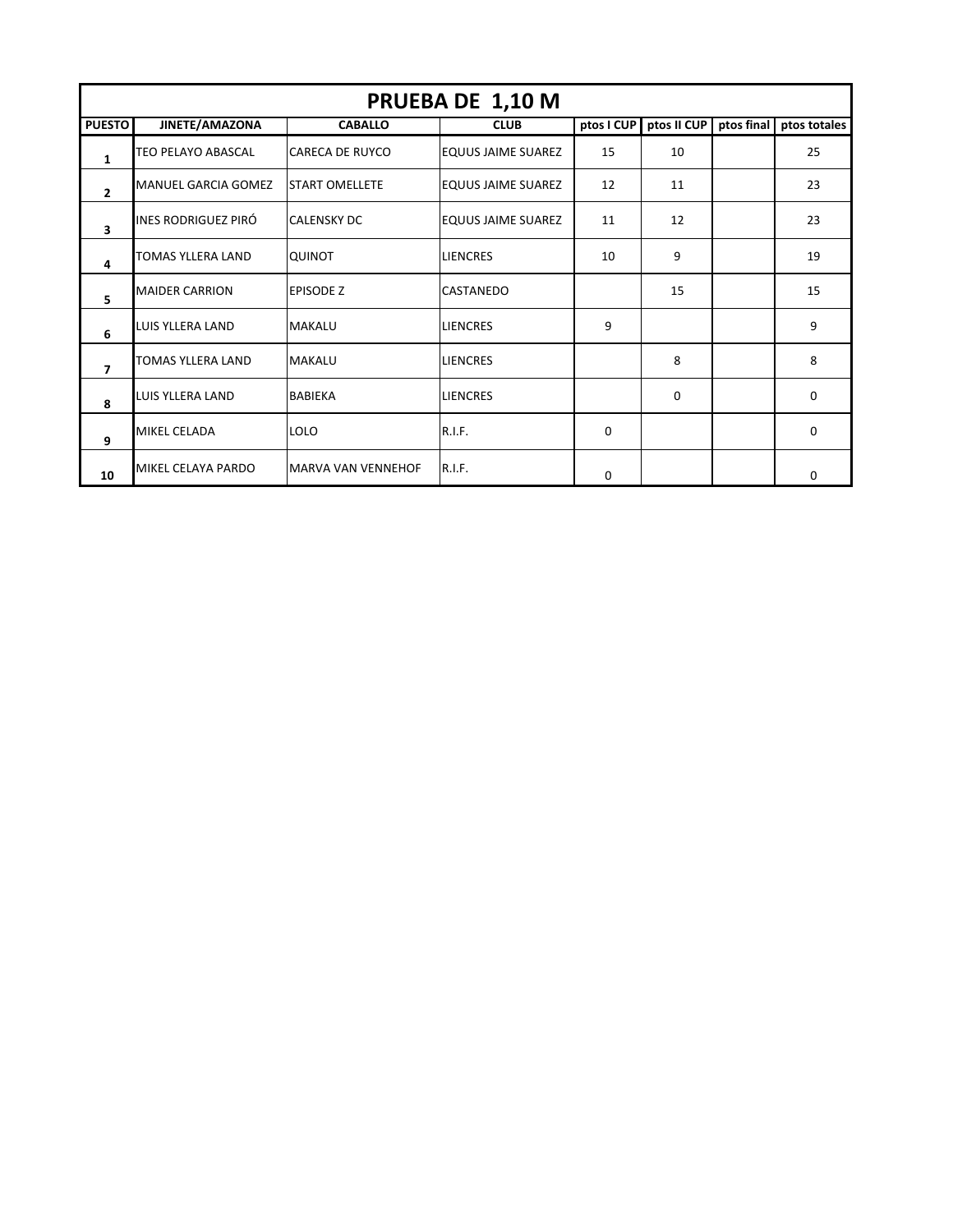| PRUEBA DE 1,10 M | | | | | | | |
|---|---|---|---|---|---|---|---|
| PUESTO | JINETE/AMAZONA | CABALLO | CLUB | ptos I CUP | ptos II CUP | ptos final | ptos totales |
| 1 | TEO PELAYO ABASCAL | CARECA DE RUYCO | EQUUS JAIME SUAREZ | 15 | 10 | | 25 |
| 2 | MANUEL GARCIA GOMEZ | START OMELLETE | EQUUS JAIME SUAREZ | 12 | 11 | | 23 |
| 3 | INES RODRIGUEZ PIRÓ | CALENSKY DC | EQUUS JAIME SUAREZ | 11 | 12 | | 23 |
| 4 | TOMAS YLLERA LAND | QUINOT | LIENCRES | 10 | 9 | | 19 |
| 5 | MAIDER CARRION | EPISODE Z | CASTANEDO | | 15 | | 15 |
| 6 | LUIS YLLERA LAND | MAKALU | LIENCRES | 9 | | | 9 |
| 7 | TOMAS YLLERA LAND | MAKALU | LIENCRES | | 8 | | 8 |
| 8 | LUIS YLLERA LAND | BABIEKA | LIENCRES | | 0 | | 0 |
| 9 | MIKEL CELADA | LOLO | R.I.F. | 0 | | | 0 |
| 10 | MIKEL CELAYA PARDO | MARVA VAN VENNEHOF | R.I.F. | 0 | | | 0 |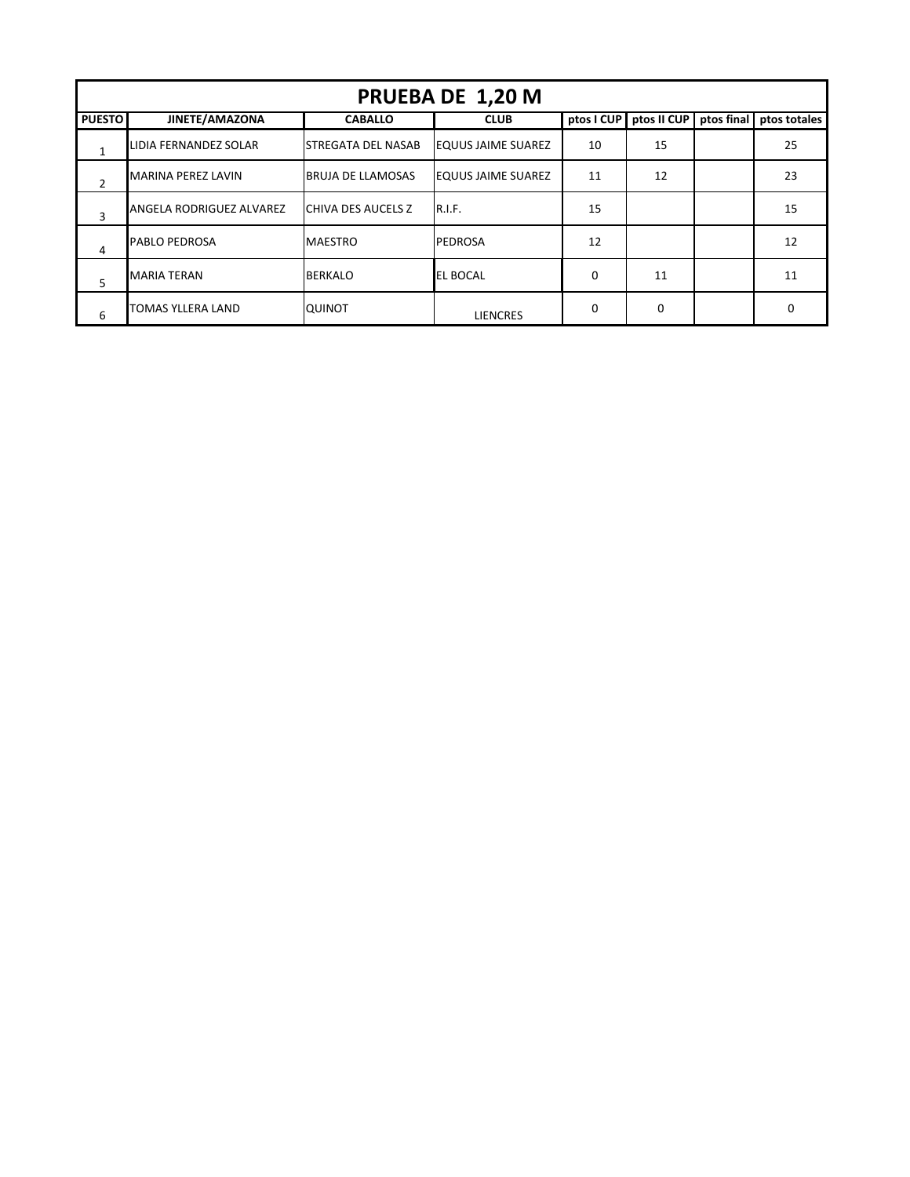## PRUEBA DE 1,20 M

| PUESTO | JINETE/AMAZONA | CABALLO | CLUB | ptos I CUP | ptos II CUP | ptos final | ptos totales |
|---|---|---|---|---|---|---|---|
| 1 | LIDIA FERNANDEZ SOLAR | STREGATA DEL NASAB | EQUUS JAIME SUAREZ | 10 | 15 | | 25 |
| 2 | MARINA PEREZ LAVIN | BRUJA DE LLAMOSAS | EQUUS JAIME SUAREZ | 11 | 12 | | 23 |
| 3 | ANGELA RODRIGUEZ ALVAREZ | CHIVA DES AUCELS Z | R.I.F. | 15 | | | 15 |
| 4 | PABLO PEDROSA | MAESTRO | PEDROSA | 12 | | | 12 |
| 5 | MARIA TERAN | BERKALO | EL BOCAL | 0 | 11 | | 11 |
| 6 | TOMAS YLLERA LAND | QUINOT | LIENCRES | 0 | 0 | | 0 |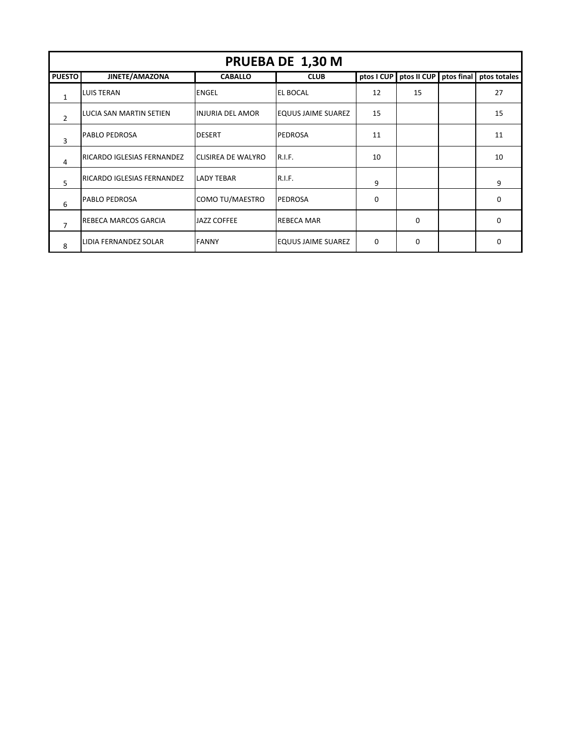## PRUEBA DE 1,30 M

| PUESTO | JINETE/AMAZONA | CABALLO | CLUB | ptos I CUP | ptos II CUP | ptos final | ptos totales |
|---|---|---|---|---|---|---|---|
| 1 | LUIS TERAN | ENGEL | EL BOCAL | 12 | 15 | | 27 |
| 2 | LUCIA SAN MARTIN SETIEN | INJURIA DEL AMOR | EQUUS JAIME SUAREZ | 15 | | | 15 |
| 3 | PABLO PEDROSA | DESERT | PEDROSA | 11 | | | 11 |
| 4 | RICARDO IGLESIAS FERNANDEZ | CLISIREA DE WALYRO | R.I.F. | 10 | | | 10 |
| 5 | RICARDO IGLESIAS FERNANDEZ | LADY TEBAR | R.I.F. | 9 | | | 9 |
| 6 | PABLO PEDROSA | COMO TU/MAESTRO | PEDROSA | 0 | | | 0 |
| 7 | REBECA MARCOS GARCIA | JAZZ COFFEE | REBECA MAR | | 0 | | 0 |
| 8 | LIDIA FERNANDEZ SOLAR | FANNY | EQUUS JAIME SUAREZ | 0 | 0 | | 0 |